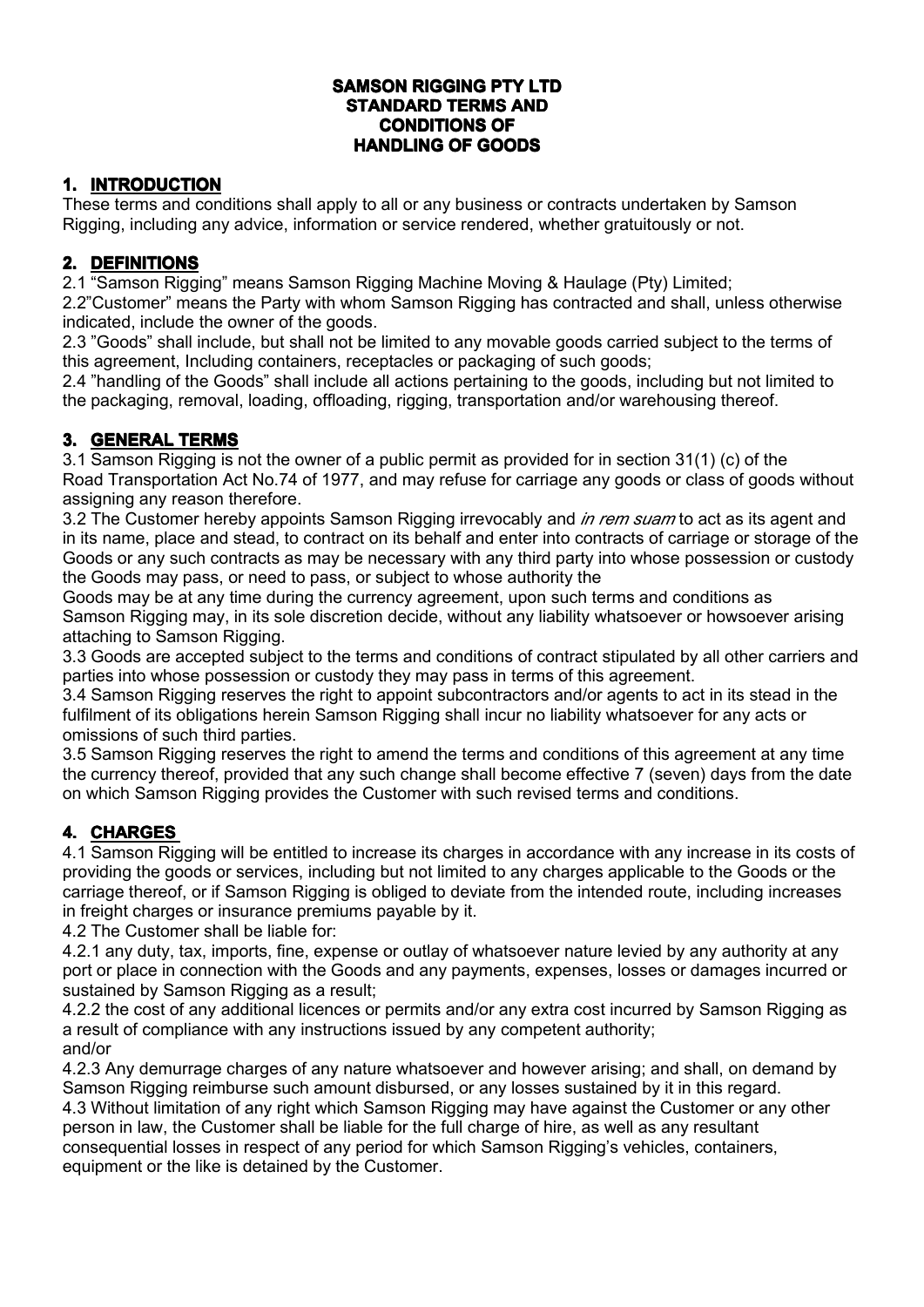# SAMSON RIGGING PTY LTD
# STANDARD TERMS AND
# CONDITIONS OF
# HANDLING OF GOODS

## 1. INTRODUCTION

These terms and conditions shall apply to all or any business or contracts undertaken by Samson Rigging, including any advice, information or service rendered, whether gratuitously or not.

## 2. DEFINITIONS

2.1 "Samson Rigging" means Samson Rigging Machine Moving & Haulage (Pty) Limited;

2.2"Customer" means the Party with whom Samson Rigging has contracted and shall, unless otherwise indicated, include the owner of the goods.

2.3 "Goods" shall include, but shall not be limited to any movable goods carried subject to the terms of this agreement, Including containers, receptacles or packaging of such goods;

2.4 "handling of the Goods" shall include all actions pertaining to the goods, including but not limited to the packaging, removal, loading, offloading, rigging, transportation and/or warehousing thereof.

## 3. GENERAL TERMS

3.1 Samson Rigging is not the owner of a public permit as provided for in section 31(1) (c) of the Road Transportation Act No.74 of 1977, and may refuse for carriage any goods or class of goods without assigning any reason therefore.

3.2 The Customer hereby appoints Samson Rigging irrevocably and *in rem suam* to act as its agent and in its name, place and stead, to contract on its behalf and enter into contracts of carriage or storage of the Goods or any such contracts as may be necessary with any third party into whose possession or custody the Goods may pass, or need to pass, or subject to whose authority the Goods may be at any time during the currency agreement, upon such terms and conditions as Samson Rigging may, in its sole discretion decide, without any liability whatsoever or howsoever arising attaching to Samson Rigging.

3.3 Goods are accepted subject to the terms and conditions of contract stipulated by all other carriers and parties into whose possession or custody they may pass in terms of this agreement.

3.4 Samson Rigging reserves the right to appoint subcontractors and/or agents to act in its stead in the fulfilment of its obligations herein Samson Rigging shall incur no liability whatsoever for any acts or omissions of such third parties.

3.5 Samson Rigging reserves the right to amend the terms and conditions of this agreement at any time the currency thereof, provided that any such change shall become effective 7 (seven) days from the date on which Samson Rigging provides the Customer with such revised terms and conditions.

## 4. CHARGES

4.1 Samson Rigging will be entitled to increase its charges in accordance with any increase in its costs of providing the goods or services, including but not limited to any charges applicable to the Goods or the carriage thereof, or if Samson Rigging is obliged to deviate from the intended route, including increases in freight charges or insurance premiums payable by it.

4.2 The Customer shall be liable for:

4.2.1 any duty, tax, imports, fine, expense or outlay of whatsoever nature levied by any authority at any port or place in connection with the Goods and any payments, expenses, losses or damages incurred or sustained by Samson Rigging as a result;

4.2.2 the cost of any additional licences or permits and/or any extra cost incurred by Samson Rigging as a result of compliance with any instructions issued by any competent authority;
and/or

4.2.3 Any demurrage charges of any nature whatsoever and however arising; and shall, on demand by Samson Rigging reimburse such amount disbursed, or any losses sustained by it in this regard.

4.3 Without limitation of any right which Samson Rigging may have against the Customer or any other person in law, the Customer shall be liable for the full charge of hire, as well as any resultant consequential losses in respect of any period for which Samson Rigging's vehicles, containers, equipment or the like is detained by the Customer.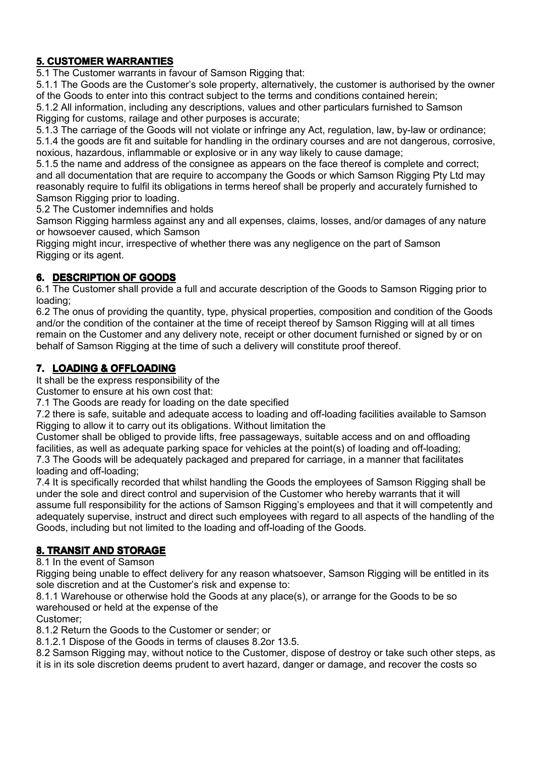## 5. CUSTOMER WARRANTIES

5.1 The Customer warrants in favour of Samson Rigging that:

5.1.1 The Goods are the Customer's sole property, alternatively, the customer is authorised by the owner of the Goods to enter into this contract subject to the terms and conditions contained herein;

5.1.2 All information, including any descriptions, values and other particulars furnished to Samson Rigging for customs, railage and other purposes is accurate;

5.1.3 The carriage of the Goods will not violate or infringe any Act, regulation, law, by-law or ordinance;

5.1.4 the goods are fit and suitable for handling in the ordinary courses and are not dangerous, corrosive, noxious, hazardous, inflammable or explosive or in any way likely to cause damage;

5.1.5 the name and address of the consignee as appears on the face thereof is complete and correct; and all documentation that are require to accompany the Goods or which Samson Rigging Pty Ltd may reasonably require to fulfil its obligations in terms hereof shall be properly and accurately furnished to Samson Rigging prior to loading.

5.2 The Customer indemnifies and holds Samson Rigging harmless against any and all expenses, claims, losses, and/or damages of any nature or howsoever caused, which Samson Rigging might incur, irrespective of whether there was any negligence on the part of Samson Rigging or its agent.

## 6. DESCRIPTION OF GOODS

6.1 The Customer shall provide a full and accurate description of the Goods to Samson Rigging prior to loading;

6.2 The onus of providing the quantity, type, physical properties, composition and condition of the Goods and/or the condition of the container at the time of receipt thereof by Samson Rigging will at all times remain on the Customer and any delivery note, receipt or other document furnished or signed by or on behalf of Samson Rigging at the time of such a delivery will constitute proof thereof.

## 7. LOADING & OFFLOADING

It shall be the express responsibility of the Customer to ensure at his own cost that:

7.1 The Goods are ready for loading on the date specified

7.2 there is safe, suitable and adequate access to loading and off-loading facilities available to Samson Rigging to allow it to carry out its obligations. Without limitation the Customer shall be obliged to provide lifts, free passageways, suitable access and on and offloading facilities, as well as adequate parking space for vehicles at the point(s) of loading and off-loading;

7.3 The Goods will be adequately packaged and prepared for carriage, in a manner that facilitates loading and off-loading;

7.4 It is specifically recorded that whilst handling the Goods the employees of Samson Rigging shall be under the sole and direct control and supervision of the Customer who hereby warrants that it will assume full responsibility for the actions of Samson Rigging's employees and that it will competently and adequately supervise, instruct and direct such employees with regard to all aspects of the handling of the Goods, including but not limited to the loading and off-loading of the Goods.

## 8. TRANSIT AND STORAGE

8.1 In the event of Samson Rigging being unable to effect delivery for any reason whatsoever, Samson Rigging will be entitled in its sole discretion and at the Customer's risk and expense to:

8.1.1 Warehouse or otherwise hold the Goods at any place(s), or arrange for the Goods to be so warehoused or held at the expense of the Customer;

8.1.2 Return the Goods to the Customer or sender; or

8.1.2.1 Dispose of the Goods in terms of clauses 8.2or 13.5.

8.2 Samson Rigging may, without notice to the Customer, dispose of destroy or take such other steps, as it is in its sole discretion deems prudent to avert hazard, danger or damage, and recover the costs so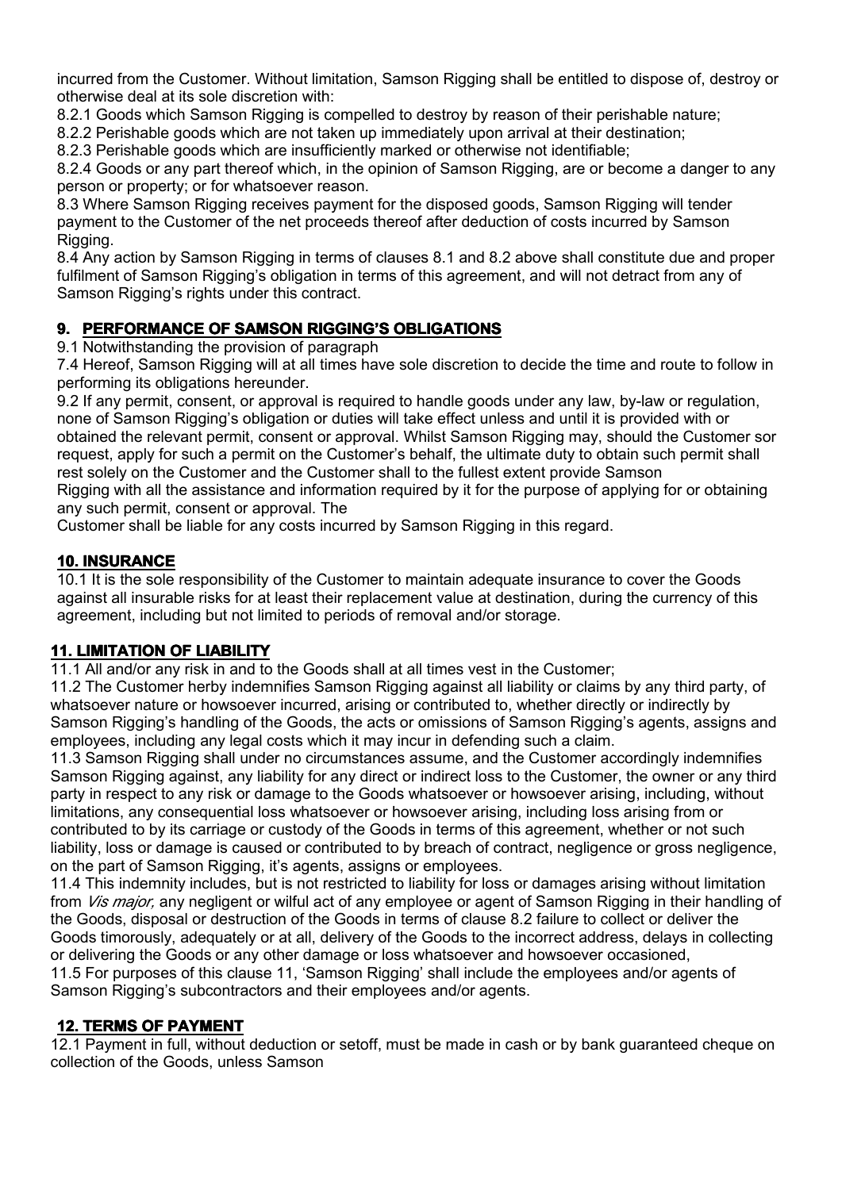incurred from the Customer. Without limitation, Samson Rigging shall be entitled to dispose of, destroy or otherwise deal at its sole discretion with:

8.2.1 Goods which Samson Rigging is compelled to destroy by reason of their perishable nature;

8.2.2 Perishable goods which are not taken up immediately upon arrival at their destination;

8.2.3 Perishable goods which are insufficiently marked or otherwise not identifiable;

8.2.4 Goods or any part thereof which, in the opinion of Samson Rigging, are or become a danger to any person or property; or for whatsoever reason.

8.3 Where Samson Rigging receives payment for the disposed goods, Samson Rigging will tender payment to the Customer of the net proceeds thereof after deduction of costs incurred by Samson Rigging.

8.4 Any action by Samson Rigging in terms of clauses 8.1 and 8.2 above shall constitute due and proper fulfilment of Samson Rigging's obligation in terms of this agreement, and will not detract from any of Samson Rigging's rights under this contract.

## 9. PERFORMANCE OF SAMSON RIGGING'S OBLIGATIONS

9.1 Notwithstanding the provision of paragraph

7.4 Hereof, Samson Rigging will at all times have sole discretion to decide the time and route to follow in performing its obligations hereunder.

9.2 If any permit, consent, or approval is required to handle goods under any law, by-law or regulation, none of Samson Rigging's obligation or duties will take effect unless and until it is provided with or obtained the relevant permit, consent or approval. Whilst Samson Rigging may, should the Customer sor request, apply for such a permit on the Customer's behalf, the ultimate duty to obtain such permit shall rest solely on the Customer and the Customer shall to the fullest extent provide Samson

Rigging with all the assistance and information required by it for the purpose of applying for or obtaining any such permit, consent or approval. The

Customer shall be liable for any costs incurred by Samson Rigging in this regard.

## 10. INSURANCE

10.1 It is the sole responsibility of the Customer to maintain adequate insurance to cover the Goods against all insurable risks for at least their replacement value at destination, during the currency of this agreement, including but not limited to periods of removal and/or storage.

## 11. LIMITATION OF LIABILITY

11.1 All and/or any risk in and to the Goods shall at all times vest in the Customer;

11.2 The Customer herby indemnifies Samson Rigging against all liability or claims by any third party, of whatsoever nature or howsoever incurred, arising or contributed to, whether directly or indirectly by Samson Rigging's handling of the Goods, the acts or omissions of Samson Rigging's agents, assigns and employees, including any legal costs which it may incur in defending such a claim.

11.3 Samson Rigging shall under no circumstances assume, and the Customer accordingly indemnifies Samson Rigging against, any liability for any direct or indirect loss to the Customer, the owner or any third party in respect to any risk or damage to the Goods whatsoever or howsoever arising, including, without limitations, any consequential loss whatsoever or howsoever arising, including loss arising from or contributed to by its carriage or custody of the Goods in terms of this agreement, whether or not such liability, loss or damage is caused or contributed to by breach of contract, negligence or gross negligence, on the part of Samson Rigging, it's agents, assigns or employees.

11.4 This indemnity includes, but is not restricted to liability for loss or damages arising without limitation from *Vis major,* any negligent or wilful act of any employee or agent of Samson Rigging in their handling of the Goods, disposal or destruction of the Goods in terms of clause 8.2 failure to collect or deliver the Goods timorously, adequately or at all, delivery of the Goods to the incorrect address, delays in collecting or delivering the Goods or any other damage or loss whatsoever and howsoever occasioned,

11.5 For purposes of this clause 11, 'Samson Rigging' shall include the employees and/or agents of Samson Rigging's subcontractors and their employees and/or agents.

## 12. TERMS OF PAYMENT

12.1 Payment in full, without deduction or setoff, must be made in cash or by bank guaranteed cheque on collection of the Goods, unless Samson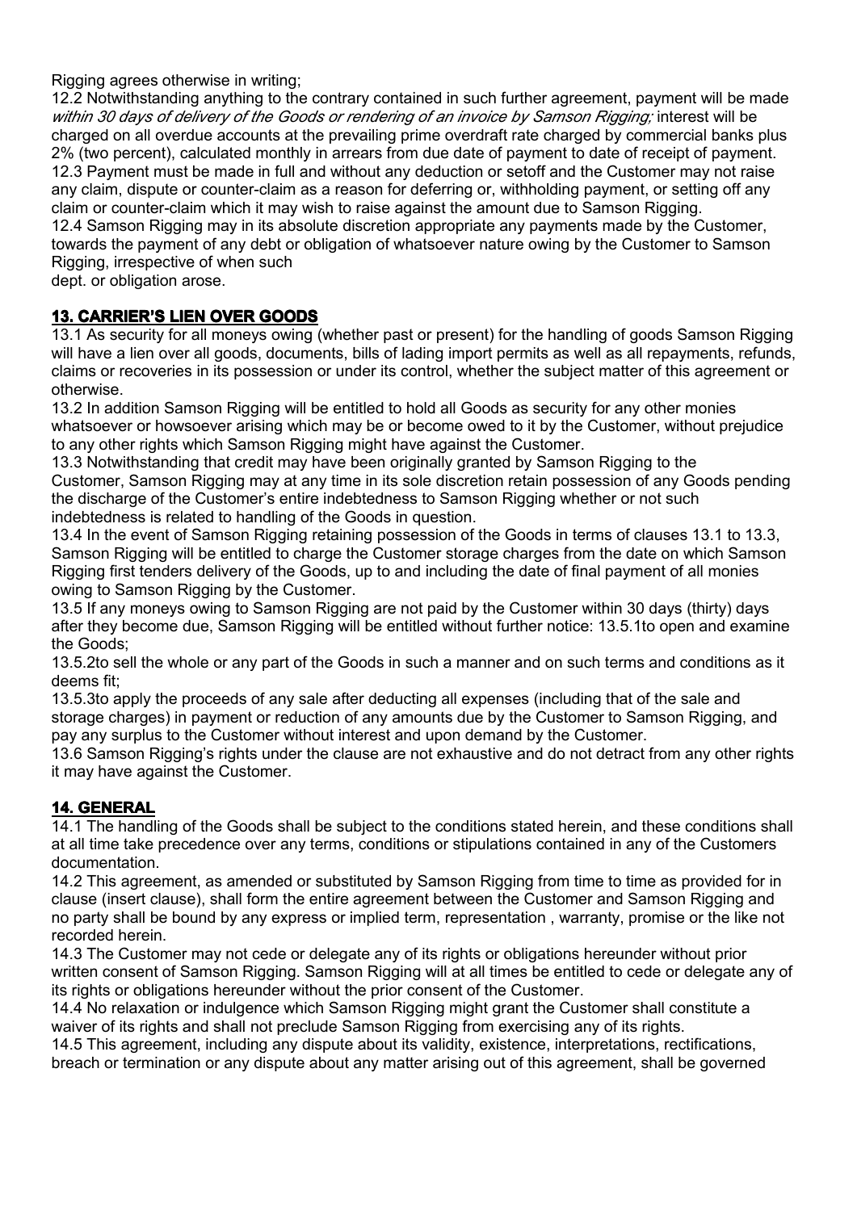Rigging agrees otherwise in writing;

12.2 Notwithstanding anything to the contrary contained in such further agreement, payment will be made *within 30 days of delivery of the Goods or rendering of an invoice by Samson Rigging;* interest will be charged on all overdue accounts at the prevailing prime overdraft rate charged by commercial banks plus 2% (two percent), calculated monthly in arrears from due date of payment to date of receipt of payment.

12.3 Payment must be made in full and without any deduction or setoff and the Customer may not raise any claim, dispute or counter-claim as a reason for deferring or, withholding payment, or setting off any claim or counter-claim which it may wish to raise against the amount due to Samson Rigging.

12.4 Samson Rigging may in its absolute discretion appropriate any payments made by the Customer, towards the payment of any debt or obligation of whatsoever nature owing by the Customer to Samson Rigging, irrespective of when such
dept. or obligation arose.

## 13. CARRIER'S LIEN OVER GOODS

13.1 As security for all moneys owing (whether past or present) for the handling of goods Samson Rigging will have a lien over all goods, documents, bills of lading import permits as well as all repayments, refunds, claims or recoveries in its possession or under its control, whether the subject matter of this agreement or otherwise.

13.2 In addition Samson Rigging will be entitled to hold all Goods as security for any other monies whatsoever or howsoever arising which may be or become owed to it by the Customer, without prejudice to any other rights which Samson Rigging might have against the Customer.

13.3 Notwithstanding that credit may have been originally granted by Samson Rigging to the Customer, Samson Rigging may at any time in its sole discretion retain possession of any Goods pending the discharge of the Customer's entire indebtedness to Samson Rigging whether or not such indebtedness is related to handling of the Goods in question.

13.4 In the event of Samson Rigging retaining possession of the Goods in terms of clauses 13.1 to 13.3, Samson Rigging will be entitled to charge the Customer storage charges from the date on which Samson Rigging first tenders delivery of the Goods, up to and including the date of final payment of all monies owing to Samson Rigging by the Customer.

13.5 If any moneys owing to Samson Rigging are not paid by the Customer within 30 days (thirty) days after they become due, Samson Rigging will be entitled without further notice: 13.5.1to open and examine the Goods;

13.5.2to sell the whole or any part of the Goods in such a manner and on such terms and conditions as it deems fit;

13.5.3to apply the proceeds of any sale after deducting all expenses (including that of the sale and storage charges) in payment or reduction of any amounts due by the Customer to Samson Rigging, and pay any surplus to the Customer without interest and upon demand by the Customer.

13.6 Samson Rigging's rights under the clause are not exhaustive and do not detract from any other rights it may have against the Customer.

## 14. GENERAL

14.1 The handling of the Goods shall be subject to the conditions stated herein, and these conditions shall at all time take precedence over any terms, conditions or stipulations contained in any of the Customers documentation.

14.2 This agreement, as amended or substituted by Samson Rigging from time to time as provided for in clause (insert clause), shall form the entire agreement between the Customer and Samson Rigging and no party shall be bound by any express or implied term, representation , warranty, promise or the like not recorded herein.

14.3 The Customer may not cede or delegate any of its rights or obligations hereunder without prior written consent of Samson Rigging. Samson Rigging will at all times be entitled to cede or delegate any of its rights or obligations hereunder without the prior consent of the Customer.

14.4 No relaxation or indulgence which Samson Rigging might grant the Customer shall constitute a waiver of its rights and shall not preclude Samson Rigging from exercising any of its rights.

14.5 This agreement, including any dispute about its validity, existence, interpretations, rectifications, breach or termination or any dispute about any matter arising out of this agreement, shall be governed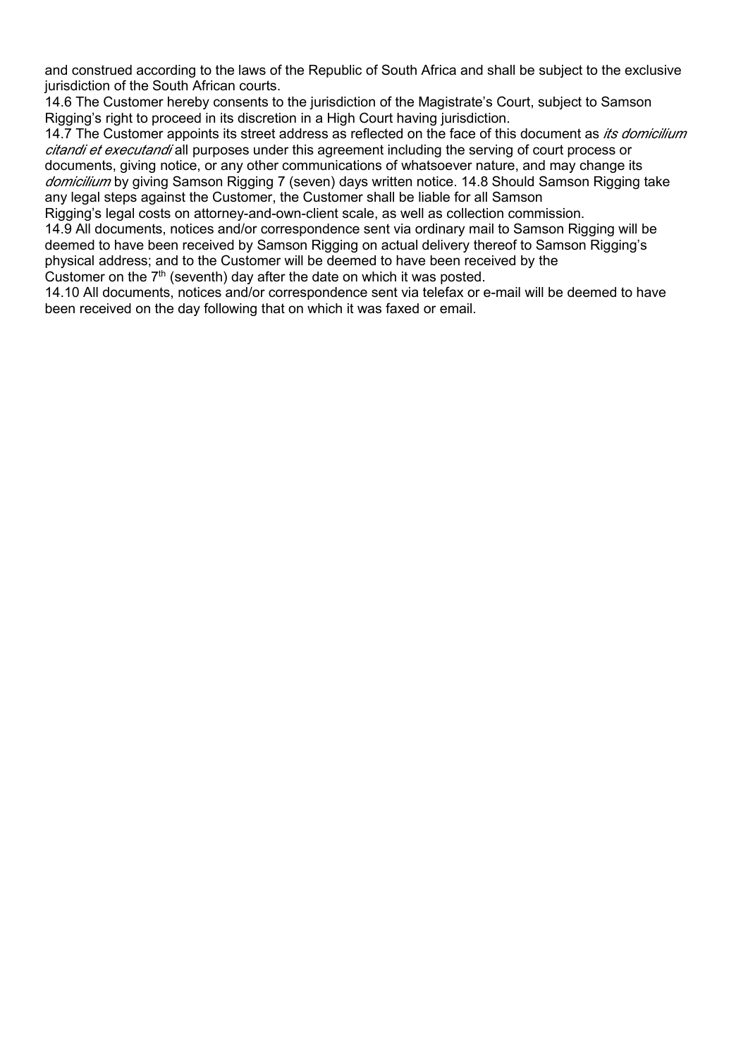and construed according to the laws of the Republic of South Africa and shall be subject to the exclusive jurisdiction of the South African courts.

14.6 The Customer hereby consents to the jurisdiction of the Magistrate's Court, subject to Samson Rigging's right to proceed in its discretion in a High Court having jurisdiction.

14.7 The Customer appoints its street address as reflected on the face of this document as *its domicilium citandi et executandi* all purposes under this agreement including the serving of court process or documents, giving notice, or any other communications of whatsoever nature, and may change its *domicilium* by giving Samson Rigging 7 (seven) days written notice. 14.8 Should Samson Rigging take any legal steps against the Customer, the Customer shall be liable for all Samson Rigging's legal costs on attorney-and-own-client scale, as well as collection commission.

14.9 All documents, notices and/or correspondence sent via ordinary mail to Samson Rigging will be deemed to have been received by Samson Rigging on actual delivery thereof to Samson Rigging's physical address; and to the Customer will be deemed to have been received by the Customer on the 7th (seventh) day after the date on which it was posted.

14.10 All documents, notices and/or correspondence sent via telefax or e-mail will be deemed to have been received on the day following that on which it was faxed or email.